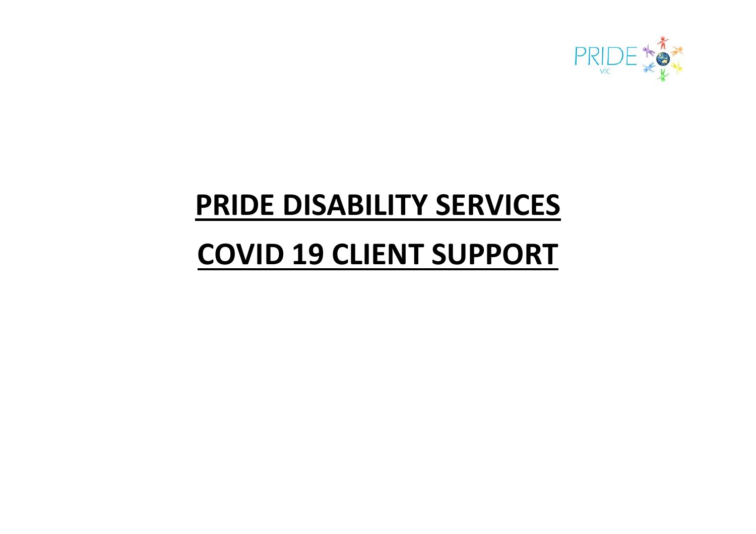# **PRIDE DISABILITY SERVICES**

# **COVID 19 CLIENT SUPPORT**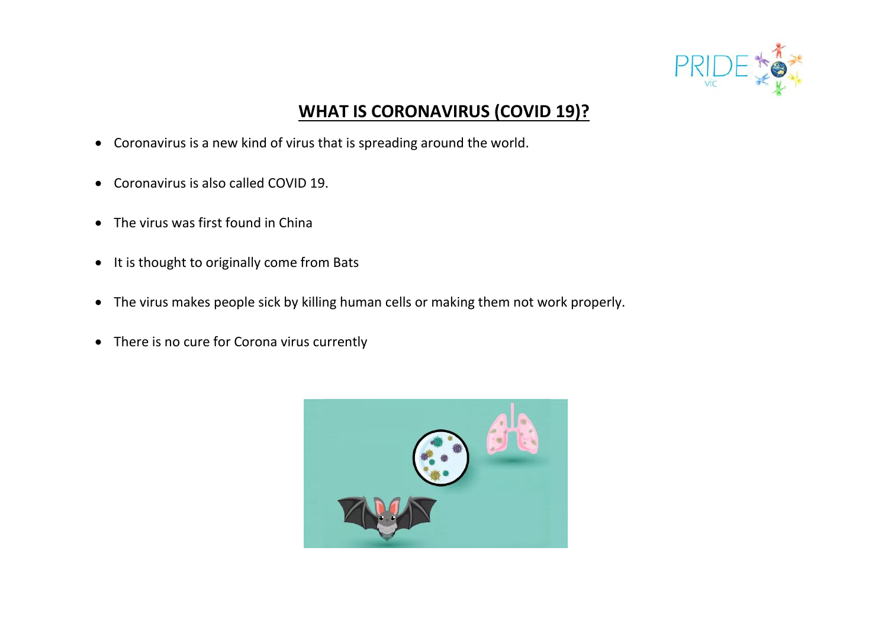## WHAT IS CORONAVIRUS (COVID 19)?

- Coronavirus is a new kind of virus that is spreading around the world.
- Coronavirus is also called COVID 19.
- The virus was first found in China
- It is thought to originally come from Bats
- The virus makes people sick by killing human cells or making them not work properly.
- There is no cure for Corona virus currently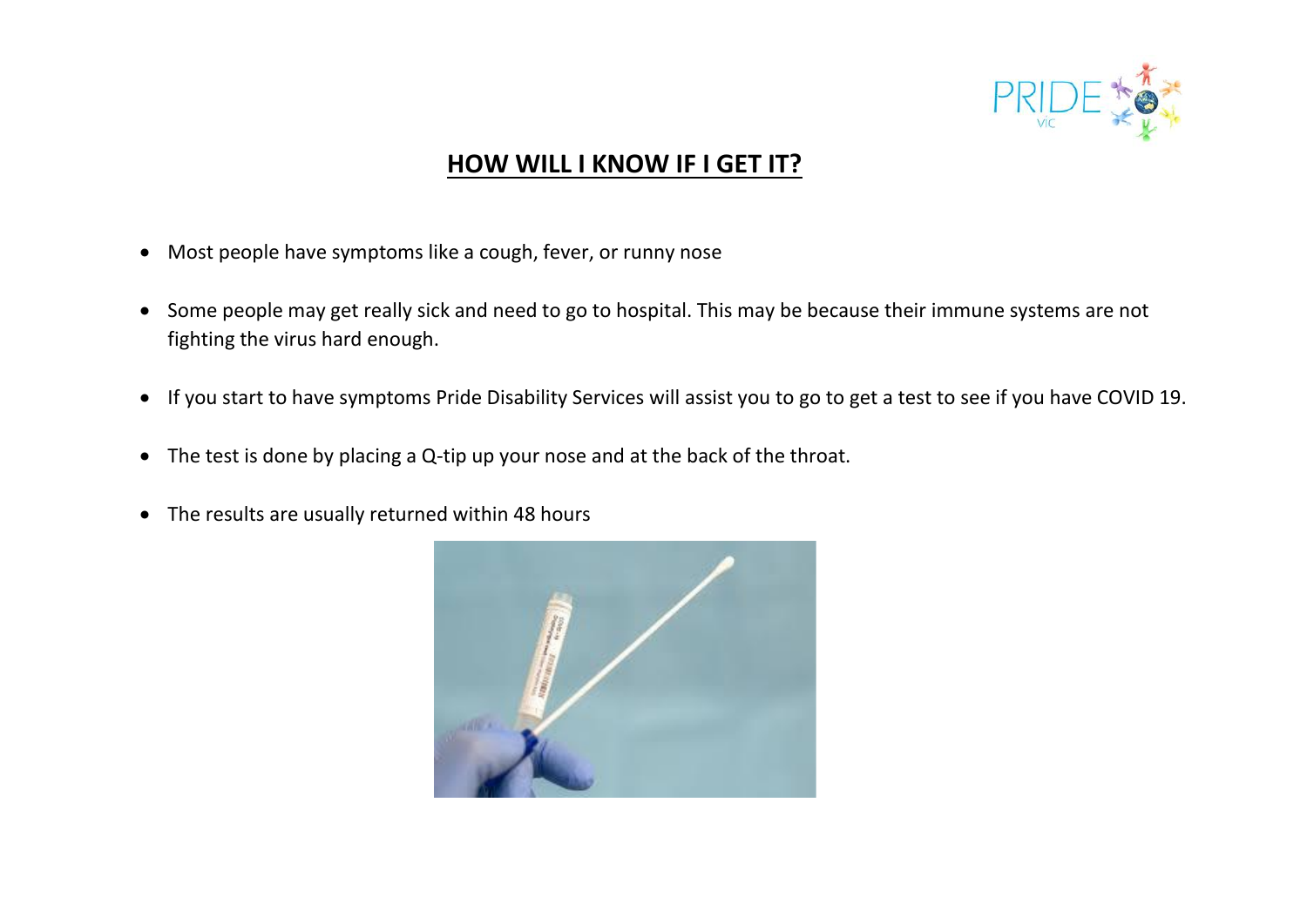## HOW WILL I KNOW IF I GET IT?

- Most people have symptoms like a cough, fever, or runny nose
- Some people may get really sick and need to go to hospital. This may be because their immune systems are not fighting the virus hard enough.
- If you start to have symptoms Pride Disability Services will assist you to go to get a test to see if you have COVID 19.
- The test is done by placing a Q-tip up your nose and at the back of the throat.
- The results are usually returned within 48 hours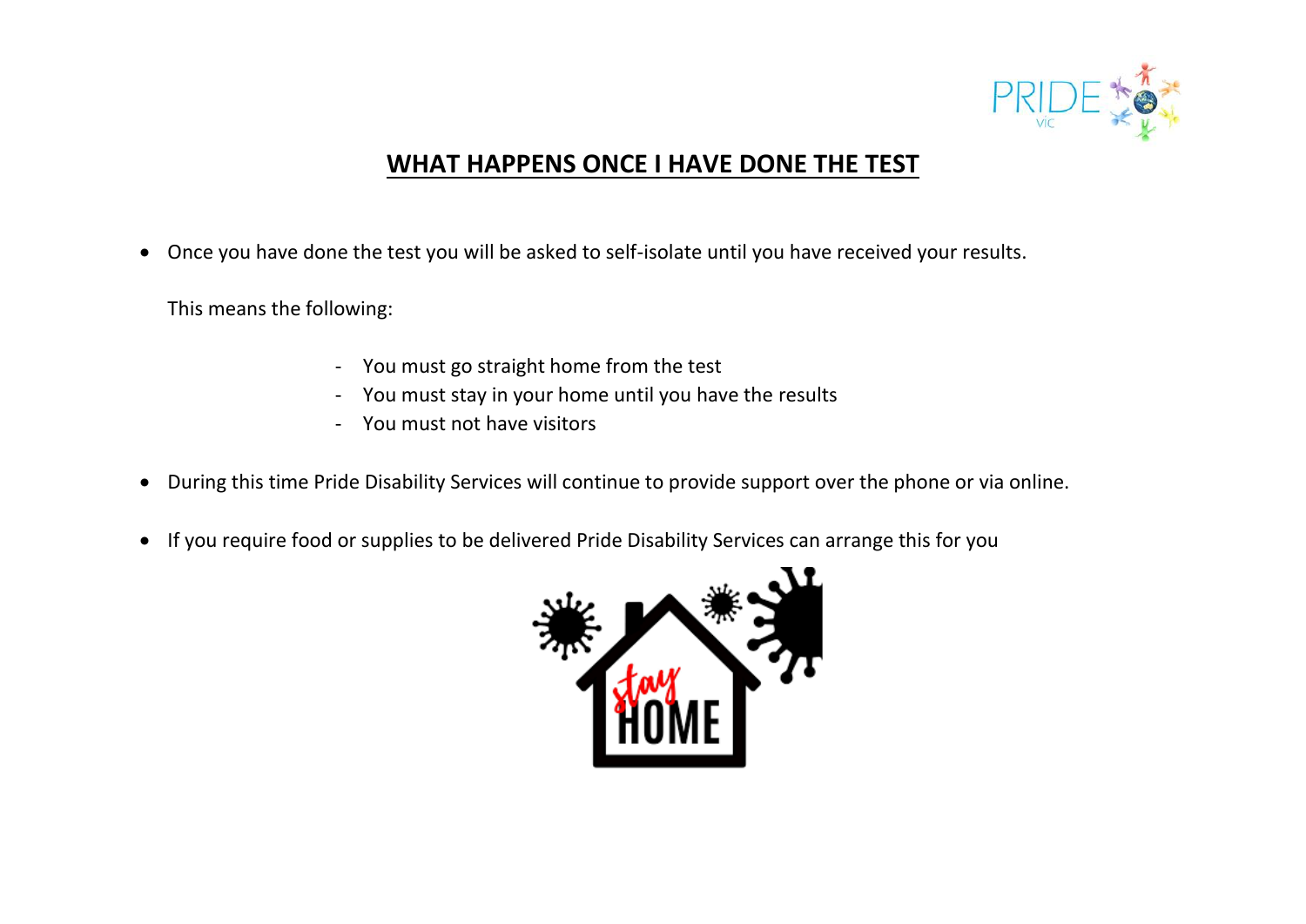## WHAT HAPPENS ONCE I HAVE DONE THE TEST

- Once you have done the test you will be asked to self-isolate until you have received your results.

  This means the following:

  - You must go straight home from the test
  - You must stay in your home until you have the results
  - You must not have visitors

- During this time Pride Disability Services will continue to provide support over the phone or via online.

- If you require food or supplies to be delivered Pride Disability Services can arrange this for you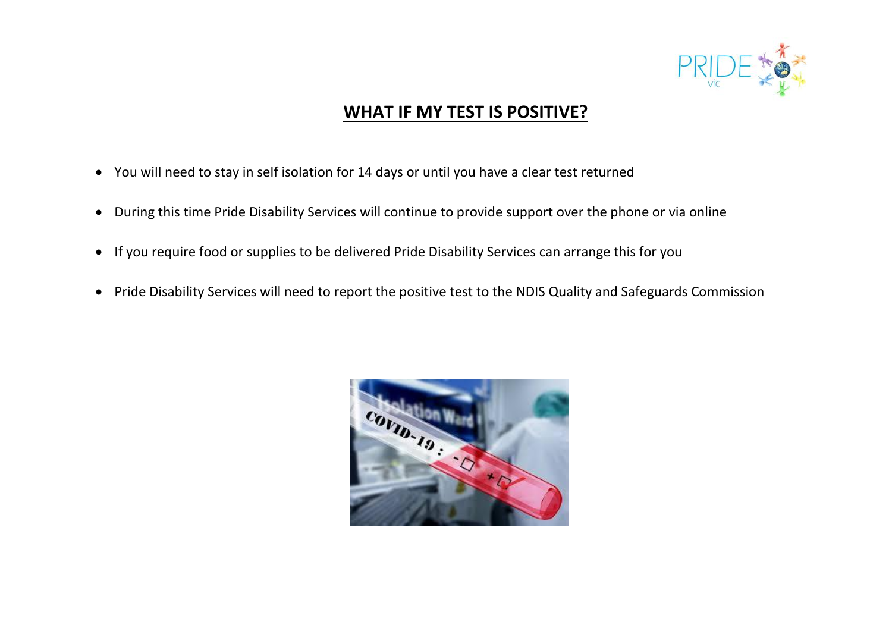# WHAT IF MY TEST IS POSITIVE?

- You will need to stay in self isolation for 14 days or until you have a clear test returned
- During this time Pride Disability Services will continue to provide support over the phone or via online
- If you require food or supplies to be delivered Pride Disability Services can arrange this for you
- Pride Disability Services will need to report the positive test to the NDIS Quality and Safeguards Commission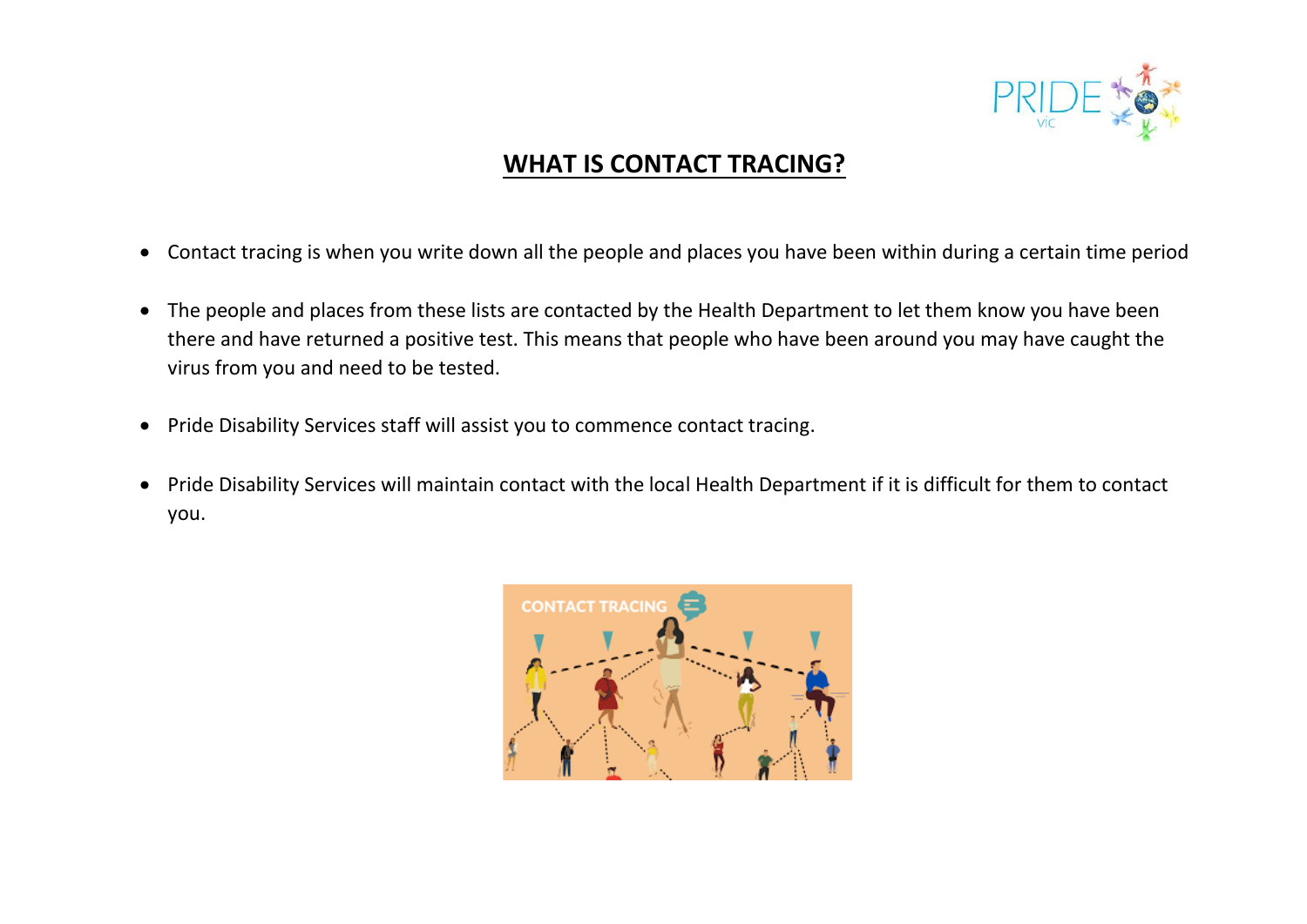# WHAT IS CONTACT TRACING?

- Contact tracing is when you write down all the people and places you have been within during a certain time period
- The people and places from these lists are contacted by the Health Department to let them know you have been there and have returned a positive test. This means that people who have been around you may have caught the virus from you and need to be tested.
- Pride Disability Services staff will assist you to commence contact tracing.
- Pride Disability Services will maintain contact with the local Health Department if it is difficult for them to contact you.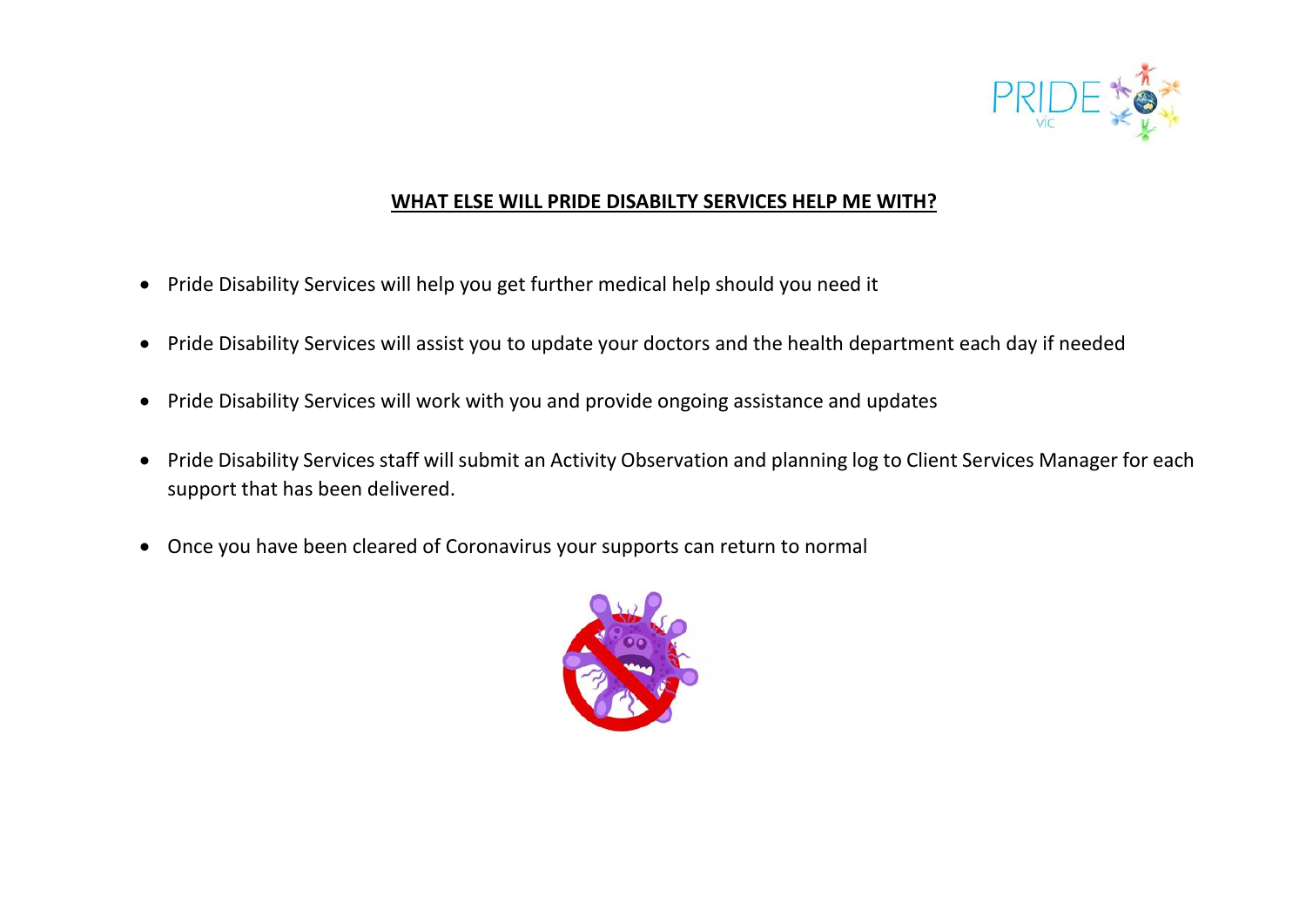## WHAT ELSE WILL PRIDE DISABILTY SERVICES HELP ME WITH?

- Pride Disability Services will help you get further medical help should you need it
- Pride Disability Services will assist you to update your doctors and the health department each day if needed
- Pride Disability Services will work with you and provide ongoing assistance and updates
- Pride Disability Services staff will submit an Activity Observation and planning log to Client Services Manager for each support that has been delivered.
- Once you have been cleared of Coronavirus your supports can return to normal